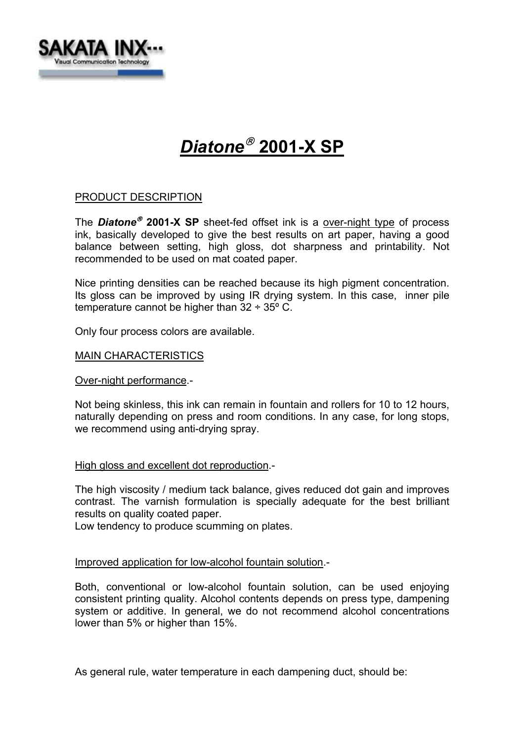# *Diatone®* 2001-X SP

PRODUCT DESCRIPTION

The ***Diatone®*** **2001-X SP** sheet-fed offset ink is a over-night type of process ink, basically developed to give the best results on art paper, having a good balance between setting, high gloss, dot sharpness and printability. Not recommended to be used on mat coated paper.

Nice printing densities can be reached because its high pigment concentration. Its gloss can be improved by using IR drying system. In this case, inner pile temperature cannot be higher than 32 ÷ 35º C.

Only four process colors are available.

MAIN CHARACTERISTICS

Over-night performance.-

Not being skinless, this ink can remain in fountain and rollers for 10 to 12 hours, naturally depending on press and room conditions. In any case, for long stops, we recommend using anti-drying spray.

High gloss and excellent dot reproduction.-

The high viscosity / medium tack balance, gives reduced dot gain and improves contrast. The varnish formulation is specially adequate for the best brilliant results on quality coated paper.
Low tendency to produce scumming on plates.

Improved application for low-alcohol fountain solution.-

Both, conventional or low-alcohol fountain solution, can be used enjoying consistent printing quality. Alcohol contents depends on press type, dampening system or additive. In general, we do not recommend alcohol concentrations lower than 5% or higher than 15%.

As general rule, water temperature in each dampening duct, should be: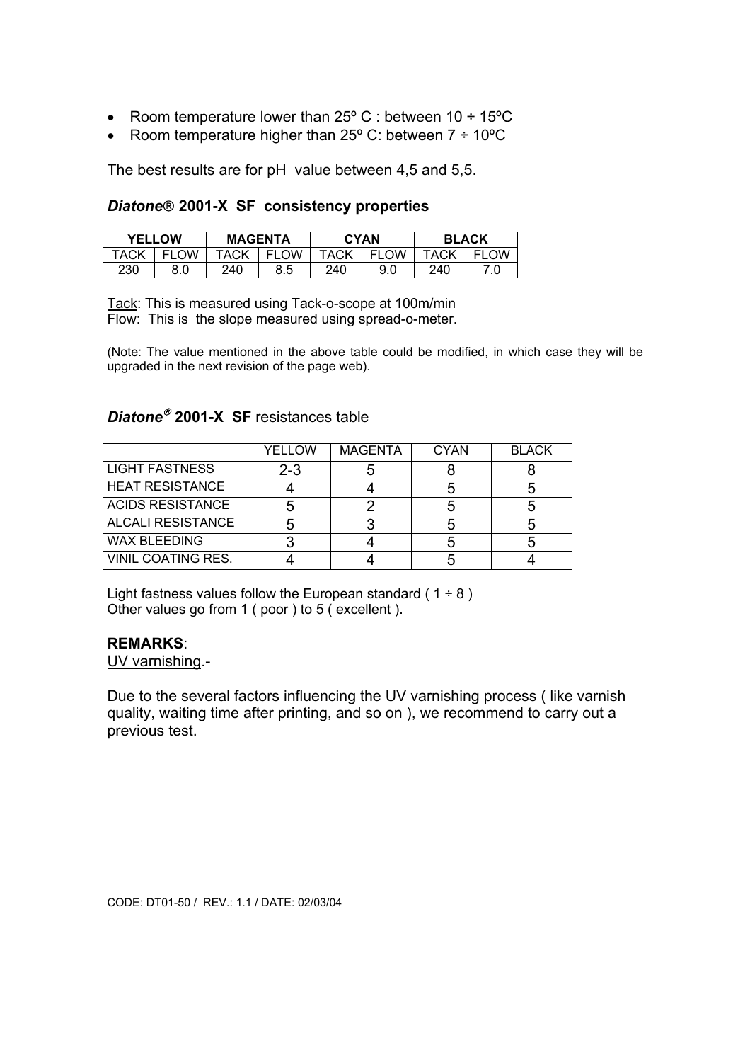- Room temperature lower than 25º C : between 10 ÷ 15ºC
- Room temperature higher than 25º C: between 7 ÷ 10ºC

The best results are for pH value between 4,5 and 5,5.

### ***Diatone®* 2001-X SF consistency properties**

| YELLOW | | MAGENTA | | CYAN | | BLACK | |
|---|---|---|---|---|---|---|---|
| TACK | FLOW | TACK | FLOW | TACK | FLOW | TACK | FLOW |
| 230 | 8.0 | 240 | 8.5 | 240 | 9.0 | 240 | 7.0 |

Tack: This is measured using Tack-o-scope at 100m/min
Flow: This is the slope measured using spread-o-meter.

(Note: The value mentioned in the above table could be modified, in which case they will be upgraded in the next revision of the page web).

### ***Diatone®* 2001-X SF** resistances table

| | YELLOW | MAGENTA | CYAN | BLACK |
|---|---|---|---|---|
| LIGHT FASTNESS | 2-3 | 5 | 8 | 8 |
| HEAT RESISTANCE | 4 | 4 | 5 | 5 |
| ACIDS RESISTANCE | 5 | 2 | 5 | 5 |
| ALCALI RESISTANCE | 5 | 3 | 5 | 5 |
| WAX BLEEDING | 3 | 4 | 5 | 5 |
| VINIL COATING RES. | 4 | 4 | 5 | 4 |

Light fastness values follow the European standard ( 1 ÷ 8 )
Other values go from 1 ( poor ) to 5 ( excellent ).

**REMARKS**:

UV varnishing.-

Due to the several factors influencing the UV varnishing process ( like varnish quality, waiting time after printing, and so on ), we recommend to carry out a previous test.

CODE: DT01-50 / REV.: 1.1 / DATE: 02/03/04